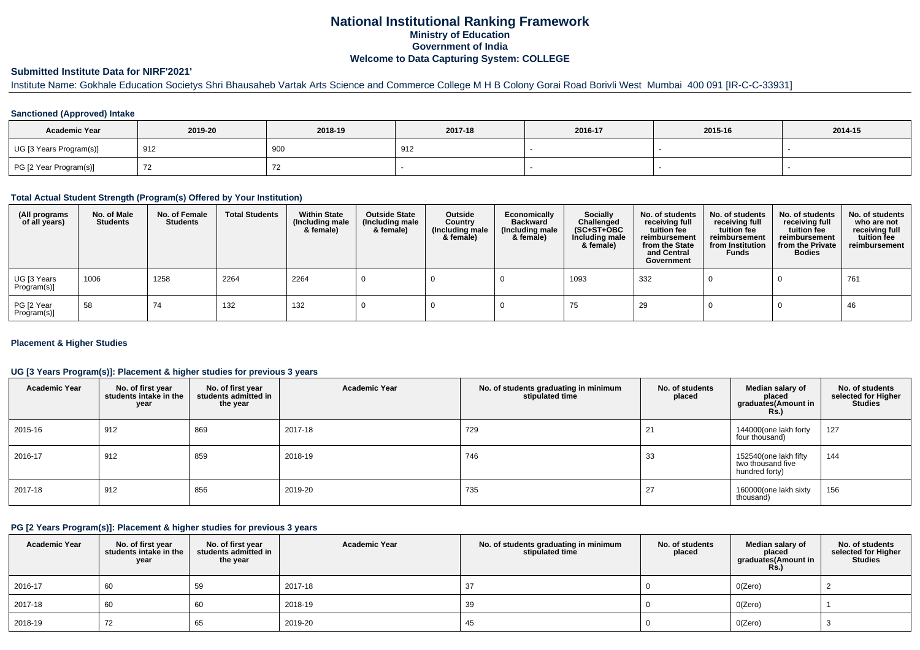# National Institutional Ranking Framework

## Ministry of Education

## Government of India

## Welcome to Data Capturing System: COLLEGE

### Submitted Institute Data for NIRF'2021'

Institute Name: Gokhale Education Societys Shri Bhausaheb Vartak Arts Science and Commerce College M H B Colony Gorai Road Borivli West Mumbai 400 091 [IR-C-C-33931]

#### Sanctioned (Approved) Intake

| Academic Year | 2019-20 | 2018-19 | 2017-18 | 2016-17 | 2015-16 | 2014-15 |
|---|---|---|---|---|---|---|
| UG [3 Years Program(s)] | 912 | 900 | 912 | - | - | - |
| PG [2 Year Program(s)] | 72 | 72 | - | - | - | - |

#### Total Actual Student Strength (Program(s) Offered by Your Institution)

| (All programs of all years) | No. of Male Students | No. of Female Students | Total Students | Within State (Including male & female) | Outside State (Including male & female) | Outside Country (Including male & female) | Economically Backward (Including male & female) | Socially Challenged (SC+ST+OBC Including male & female) | No. of students receiving full tuition fee reimbursement from the State and Central Government | No. of students receiving full tuition fee reimbursement from Institution Funds | No. of students receiving full tuition fee reimbursement from the Private Bodies | No. of students who are not receiving full tuition fee reimbursement |
|---|---|---|---|---|---|---|---|---|---|---|---|---|
| UG [3 Years Program(s)] | 1006 | 1258 | 2264 | 2264 | 0 | 0 | 0 | 1093 | 332 | 0 | 0 | 761 |
| PG [2 Year Program(s)] | 58 | 74 | 132 | 132 | 0 | 0 | 0 | 75 | 29 | 0 | 0 | 46 |

#### Placement & Higher Studies

#### UG [3 Years Program(s)]: Placement & higher studies for previous 3 years

| Academic Year | No. of first year students intake in the year | No. of first year students admitted in the year | Academic Year | No. of students graduating in minimum stipulated time | No. of students placed | Median salary of placed graduates(Amount in Rs.) | No. of students selected for Higher Studies |
|---|---|---|---|---|---|---|---|
| 2015-16 | 912 | 869 | 2017-18 | 729 | 21 | 144000(one lakh forty four thousand) | 127 |
| 2016-17 | 912 | 859 | 2018-19 | 746 | 33 | 152540(one lakh fifty two thousand five hundred forty) | 144 |
| 2017-18 | 912 | 856 | 2019-20 | 735 | 27 | 160000(one lakh sixty thousand) | 156 |

#### PG [2 Years Program(s)]: Placement & higher studies for previous 3 years

| Academic Year | No. of first year students intake in the year | No. of first year students admitted in the year | Academic Year | No. of students graduating in minimum stipulated time | No. of students placed | Median salary of placed graduates(Amount in Rs.) | No. of students selected for Higher Studies |
|---|---|---|---|---|---|---|---|
| 2016-17 | 60 | 59 | 2017-18 | 37 | 0 | 0(Zero) | 2 |
| 2017-18 | 60 | 60 | 2018-19 | 39 | 0 | 0(Zero) | 1 |
| 2018-19 | 72 | 65 | 2019-20 | 45 | 0 | 0(Zero) | 3 |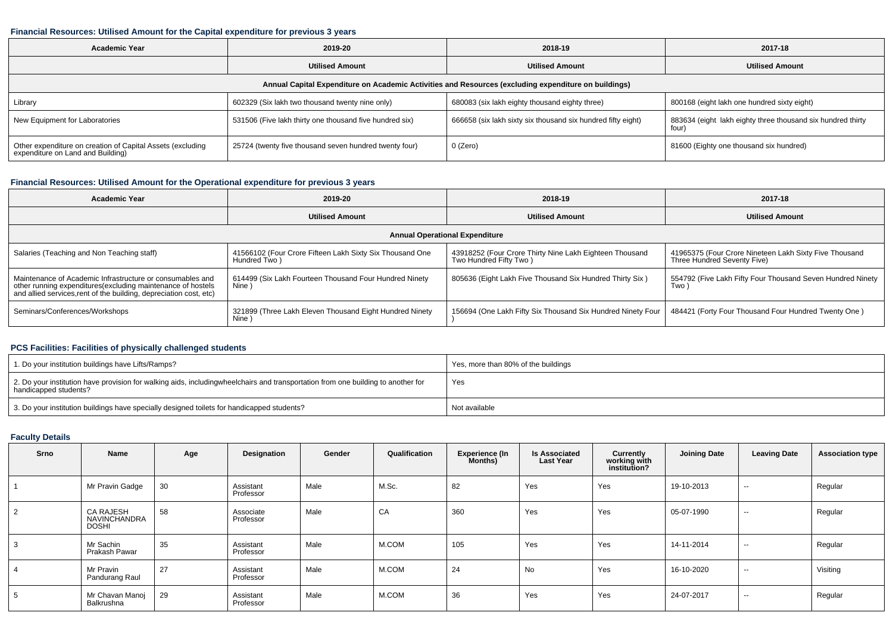### Financial Resources: Utilised Amount for the Capital expenditure for previous 3 years

| Academic Year | 2019-20 | 2018-19 | 2017-18 |
|---|---|---|---|
| | Utilised Amount | Utilised Amount | Utilised Amount |
| Annual Capital Expenditure on Academic Activities and Resources (excluding expenditure on buildings) | | | |
| Library | 602329 (Six lakh two thousand twenty nine only) | 680083 (six lakh eighty thousand eighty three) | 800168 (eight lakh one hundred sixty eight) |
| New Equipment for Laboratories | 531506 (Five lakh thirty one thousand five hundred six) | 666658 (six lakh sixty six thousand six hundred fifty eight) | 883634 (eight lakh eighty three thousand six hundred thirty four) |
| Other expenditure on creation of Capital Assets (excluding expenditure on Land and Building) | 25724 (twenty five thousand seven hundred twenty four) | 0 (Zero) | 81600 (Eighty one thousand six hundred) |

### Financial Resources: Utilised Amount for the Operational expenditure for previous 3 years

| Academic Year | 2019-20 | 2018-19 | 2017-18 |
|---|---|---|---|
| | Utilised Amount | Utilised Amount | Utilised Amount |
| Annual Operational Expenditure | | | |
| Salaries (Teaching and Non Teaching staff) | 41566102 (Four Crore Fifteen Lakh Sixty Six Thousand One Hundred Two ) | 43918252 (Four Crore Thirty Nine Lakh Eighteen Thousand Two Hundred Fifty Two ) | 41965375 (Four Crore Nineteen Lakh Sixty Five Thousand Three Hundred Seventy Five) |
| Maintenance of Academic Infrastructure or consumables and other running expenditures(excluding maintenance of hostels and allied services,rent of the building, depreciation cost, etc) | 614499 (Six Lakh Fourteen Thousand Four Hundred Ninety Nine ) | 805636 (Eight Lakh Five Thousand Six Hundred Thirty Six ) | 554792 (Five Lakh Fifty Four Thousand Seven Hundred Ninety Two ) |
| Seminars/Conferences/Workshops | 321899 (Three Lakh Eleven Thousand Eight Hundred Ninety Nine ) | 156694 (One Lakh Fifty Six Thousand Six Hundred Ninety Four ) | 484421 (Forty Four Thousand Four Hundred Twenty One ) |

### PCS Facilities: Facilities of physically challenged students

| | |
|---|---|
| 1. Do your institution buildings have Lifts/Ramps? | Yes, more than 80% of the buildings |
| 2. Do your institution have provision for walking aids, includingwheelchairs and transportation from one building to another for handicapped students? | Yes |
| 3. Do your institution buildings have specially designed toilets for handicapped students? | Not available |

### Faculty Details

| Srno | Name | Age | Designation | Gender | Qualification | Experience (In Months) | Is Associated Last Year | Currently working with institution? | Joining Date | Leaving Date | Association type |
|---|---|---|---|---|---|---|---|---|---|---|---|
| 1 | Mr Pravin Gadge | 30 | Assistant Professor | Male | M.Sc. | 82 | Yes | Yes | 19-10-2013 | -- | Regular |
| 2 | CA RAJESH NAVINCHANDRA DOSHI | 58 | Associate Professor | Male | CA | 360 | Yes | Yes | 05-07-1990 | -- | Regular |
| 3 | Mr Sachin Prakash Pawar | 35 | Assistant Professor | Male | M.COM | 105 | Yes | Yes | 14-11-2014 | -- | Regular |
| 4 | Mr Pravin Pandurang Raul | 27 | Assistant Professor | Male | M.COM | 24 | No | Yes | 16-10-2020 | -- | Visiting |
| 5 | Mr Chavan Manoj Balkrushna | 29 | Assistant Professor | Male | M.COM | 36 | Yes | Yes | 24-07-2017 | -- | Regular |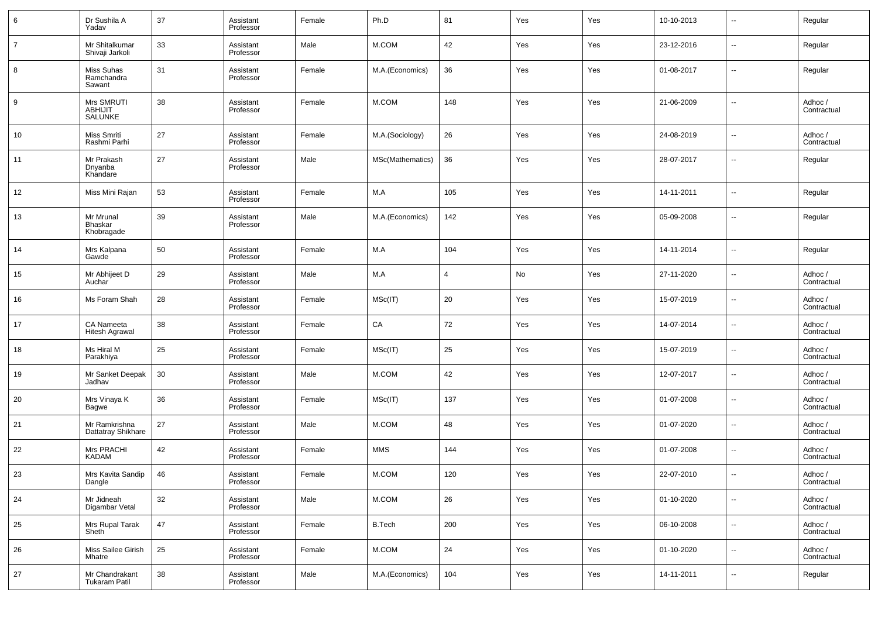| 6 | Dr Sushila A Yadav | 37 | Assistant Professor | Female | Ph.D | 81 | Yes | Yes | 10-10-2013 | -- | Regular |
|---|---|---|---|---|---|---|---|---|---|---|---|
| 7 | Mr Shitalkumar Shivaji Jarkoli | 33 | Assistant Professor | Male | M.COM | 42 | Yes | Yes | 23-12-2016 | -- | Regular |
| 8 | Miss Suhas Ramchandra Sawant | 31 | Assistant Professor | Female | M.A.(Economics) | 36 | Yes | Yes | 01-08-2017 | -- | Regular |
| 9 | Mrs SMRUTI ABHIJIT SALUNKE | 38 | Assistant Professor | Female | M.COM | 148 | Yes | Yes | 21-06-2009 | -- | Adhoc / Contractual |
| 10 | Miss Smriti Rashmi Parhi | 27 | Assistant Professor | Female | M.A.(Sociology) | 26 | Yes | Yes | 24-08-2019 | -- | Adhoc / Contractual |
| 11 | Mr Prakash Dnyanba Khandare | 27 | Assistant Professor | Male | MSc(Mathematics) | 36 | Yes | Yes | 28-07-2017 | -- | Regular |
| 12 | Miss Mini Rajan | 53 | Assistant Professor | Female | M.A | 105 | Yes | Yes | 14-11-2011 | -- | Regular |
| 13 | Mr Mrunal Bhaskar Khobragade | 39 | Assistant Professor | Male | M.A.(Economics) | 142 | Yes | Yes | 05-09-2008 | -- | Regular |
| 14 | Mrs Kalpana Gawde | 50 | Assistant Professor | Female | M.A | 104 | Yes | Yes | 14-11-2014 | -- | Regular |
| 15 | Mr Abhijeet D Auchar | 29 | Assistant Professor | Male | M.A | 4 | No | Yes | 27-11-2020 | -- | Adhoc / Contractual |
| 16 | Ms Foram Shah | 28 | Assistant Professor | Female | MSc(IT) | 20 | Yes | Yes | 15-07-2019 | -- | Adhoc / Contractual |
| 17 | CA Nameeta Hitesh Agrawal | 38 | Assistant Professor | Female | CA | 72 | Yes | Yes | 14-07-2014 | -- | Adhoc / Contractual |
| 18 | Ms Hiral M Parakhiya | 25 | Assistant Professor | Female | MSc(IT) | 25 | Yes | Yes | 15-07-2019 | -- | Adhoc / Contractual |
| 19 | Mr Sanket Deepak Jadhav | 30 | Assistant Professor | Male | M.COM | 42 | Yes | Yes | 12-07-2017 | -- | Adhoc / Contractual |
| 20 | Mrs Vinaya K Bagwe | 36 | Assistant Professor | Female | MSc(IT) | 137 | Yes | Yes | 01-07-2008 | -- | Adhoc / Contractual |
| 21 | Mr Ramkrishna Dattatray Shikhare | 27 | Assistant Professor | Male | M.COM | 48 | Yes | Yes | 01-07-2020 | -- | Adhoc / Contractual |
| 22 | Mrs PRACHI KADAM | 42 | Assistant Professor | Female | MMS | 144 | Yes | Yes | 01-07-2008 | -- | Adhoc / Contractual |
| 23 | Mrs Kavita Sandip Dangle | 46 | Assistant Professor | Female | M.COM | 120 | Yes | Yes | 22-07-2010 | -- | Adhoc / Contractual |
| 24 | Mr Jidneah Digambar Vetal | 32 | Assistant Professor | Male | M.COM | 26 | Yes | Yes | 01-10-2020 | -- | Adhoc / Contractual |
| 25 | Mrs Rupal Tarak Sheth | 47 | Assistant Professor | Female | B.Tech | 200 | Yes | Yes | 06-10-2008 | -- | Adhoc / Contractual |
| 26 | Miss Sailee Girish Mhatre | 25 | Assistant Professor | Female | M.COM | 24 | Yes | Yes | 01-10-2020 | -- | Adhoc / Contractual |
| 27 | Mr Chandrakant Tukaram Patil | 38 | Assistant Professor | Male | M.A.(Economics) | 104 | Yes | Yes | 14-11-2011 | -- | Regular |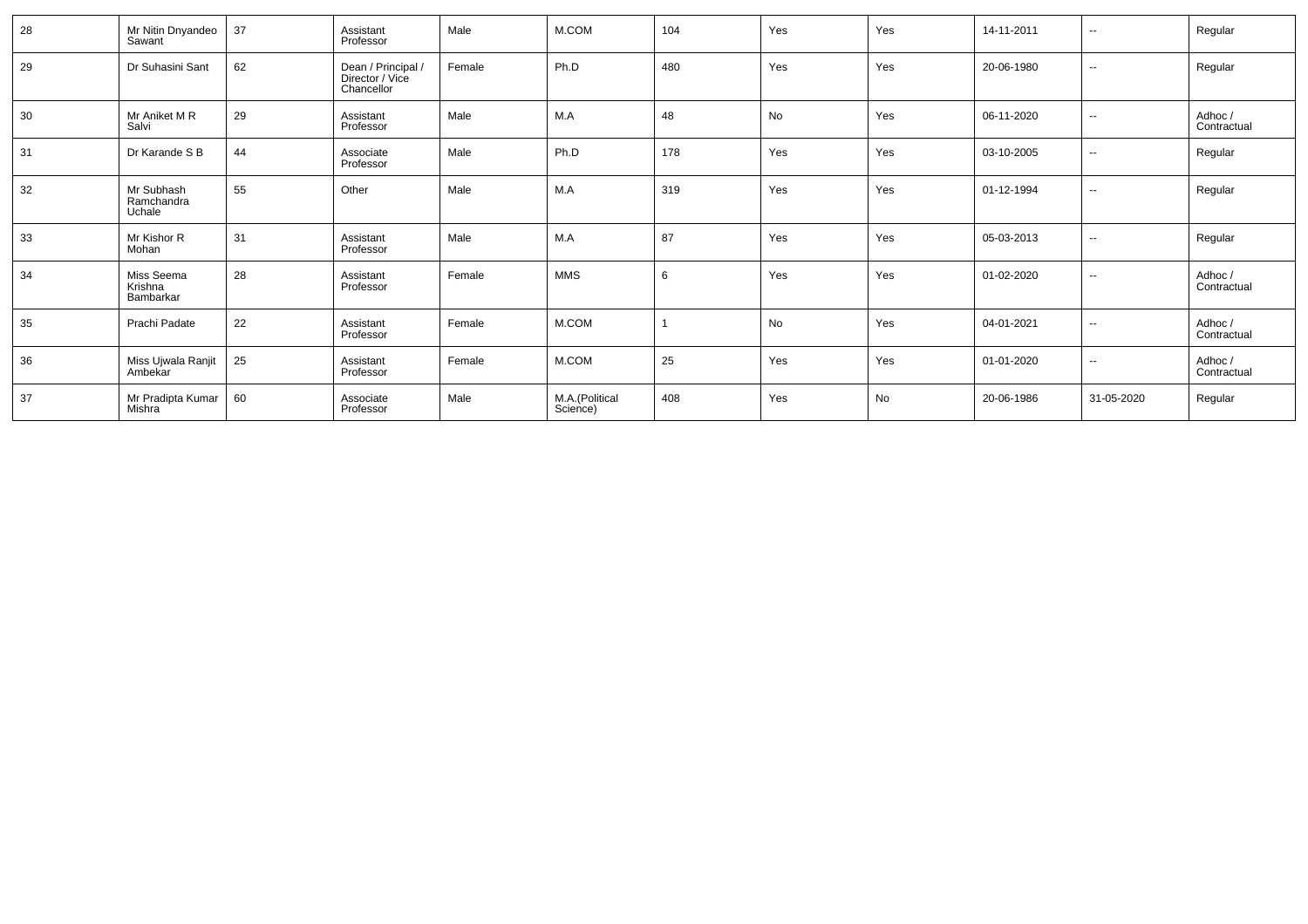| | | | | | | | | | | | |
|---|---|---|---|---|---|---|---|---|---|---|---|
| 28 | Mr Nitin Dnyandeo Sawant | 37 | Assistant Professor | Male | M.COM | 104 | Yes | Yes | 14-11-2011 | -- | Regular |
| 29 | Dr Suhasini Sant | 62 | Dean / Principal / Director / Vice Chancellor | Female | Ph.D | 480 | Yes | Yes | 20-06-1980 | -- | Regular |
| 30 | Mr Aniket M R Salvi | 29 | Assistant Professor | Male | M.A | 48 | No | Yes | 06-11-2020 | -- | Adhoc / Contractual |
| 31 | Dr Karande S B | 44 | Associate Professor | Male | Ph.D | 178 | Yes | Yes | 03-10-2005 | -- | Regular |
| 32 | Mr Subhash Ramchandra Uchale | 55 | Other | Male | M.A | 319 | Yes | Yes | 01-12-1994 | -- | Regular |
| 33 | Mr Kishor R Mohan | 31 | Assistant Professor | Male | M.A | 87 | Yes | Yes | 05-03-2013 | -- | Regular |
| 34 | Miss Seema Krishna Bambarkar | 28 | Assistant Professor | Female | MMS | 6 | Yes | Yes | 01-02-2020 | -- | Adhoc / Contractual |
| 35 | Prachi Padate | 22 | Assistant Professor | Female | M.COM | 1 | No | Yes | 04-01-2021 | -- | Adhoc / Contractual |
| 36 | Miss Ujwala Ranjit Ambekar | 25 | Assistant Professor | Female | M.COM | 25 | Yes | Yes | 01-01-2020 | -- | Adhoc / Contractual |
| 37 | Mr Pradipta Kumar Mishra | 60 | Associate Professor | Male | M.A.(Political Science) | 408 | Yes | No | 20-06-1986 | 31-05-2020 | Regular |